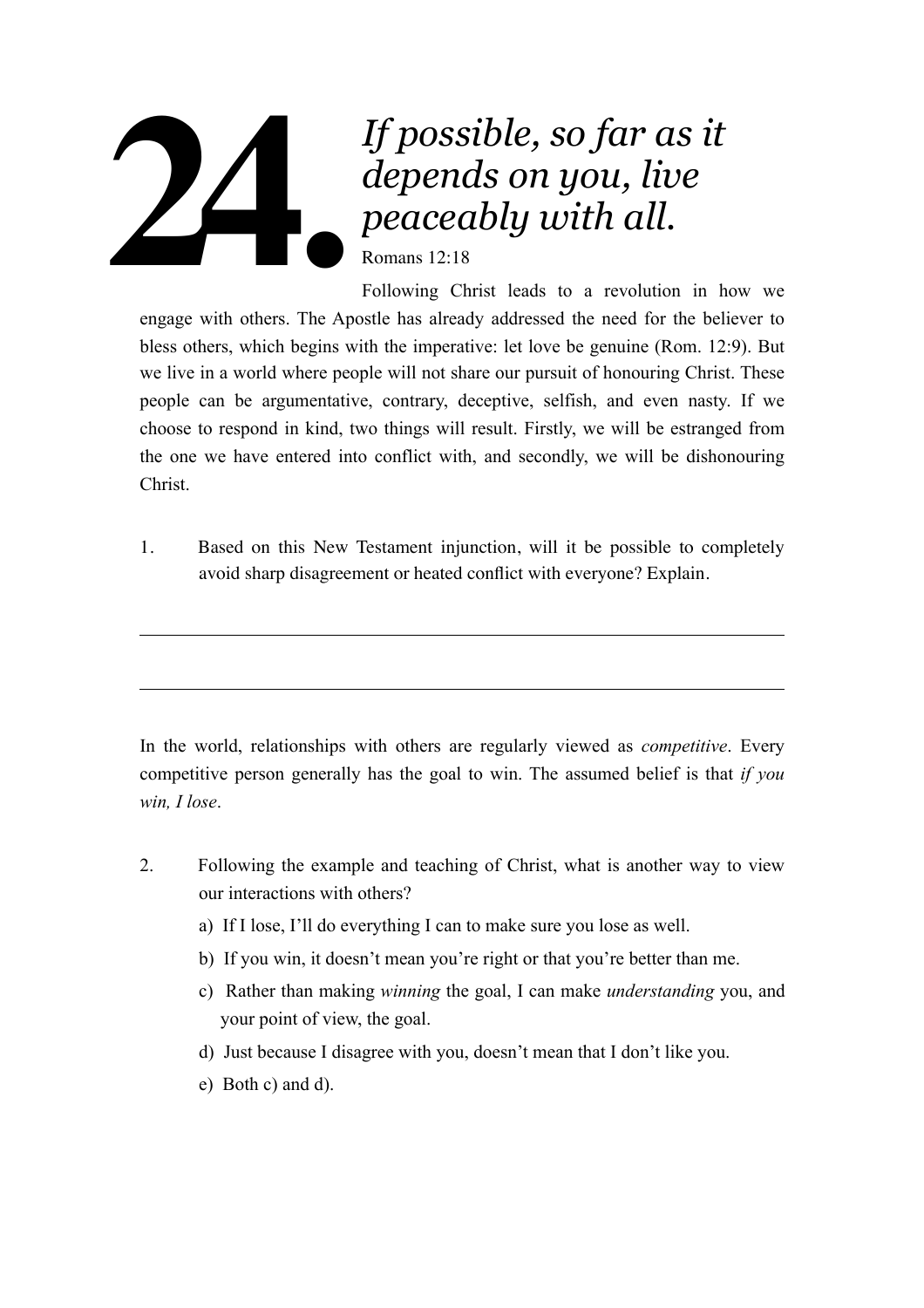# 24. *If possible, so far as it depends on you, live peaceably with all.*

Romans 12:18

Following Christ leads to a revolution in how we engage with others. The Apostle has already addressed the need for the believer to bless others, which begins with the imperative: let love be genuine (Rom. 12:9). But we live in a world where people will not share our pursuit of honouring Christ. These people can be argumentative, contrary, deceptive, selfish, and even nasty. If we choose to respond in kind, two things will result. Firstly, we will be estranged from the one we have entered into conflict with, and secondly, we will be dishonouring Christ.

1. Based on this New Testament injunction, will it be possible to completely avoid sharp disagreement or heated conflict with everyone? Explain.

---

---

In the world, relationships with others are regularly viewed as *competitive*. Every competitive person generally has the goal to win. The assumed belief is that *if you win, I lose*.

2. Following the example and teaching of Christ, what is another way to view our interactions with others?

   a) If I lose, I'll do everything I can to make sure you lose as well.

   b) If you win, it doesn't mean you're right or that you're better than me.

   c) Rather than making *winning* the goal, I can make *understanding* you, and your point of view, the goal.

   d) Just because I disagree with you, doesn't mean that I don't like you.

   e) Both c) and d).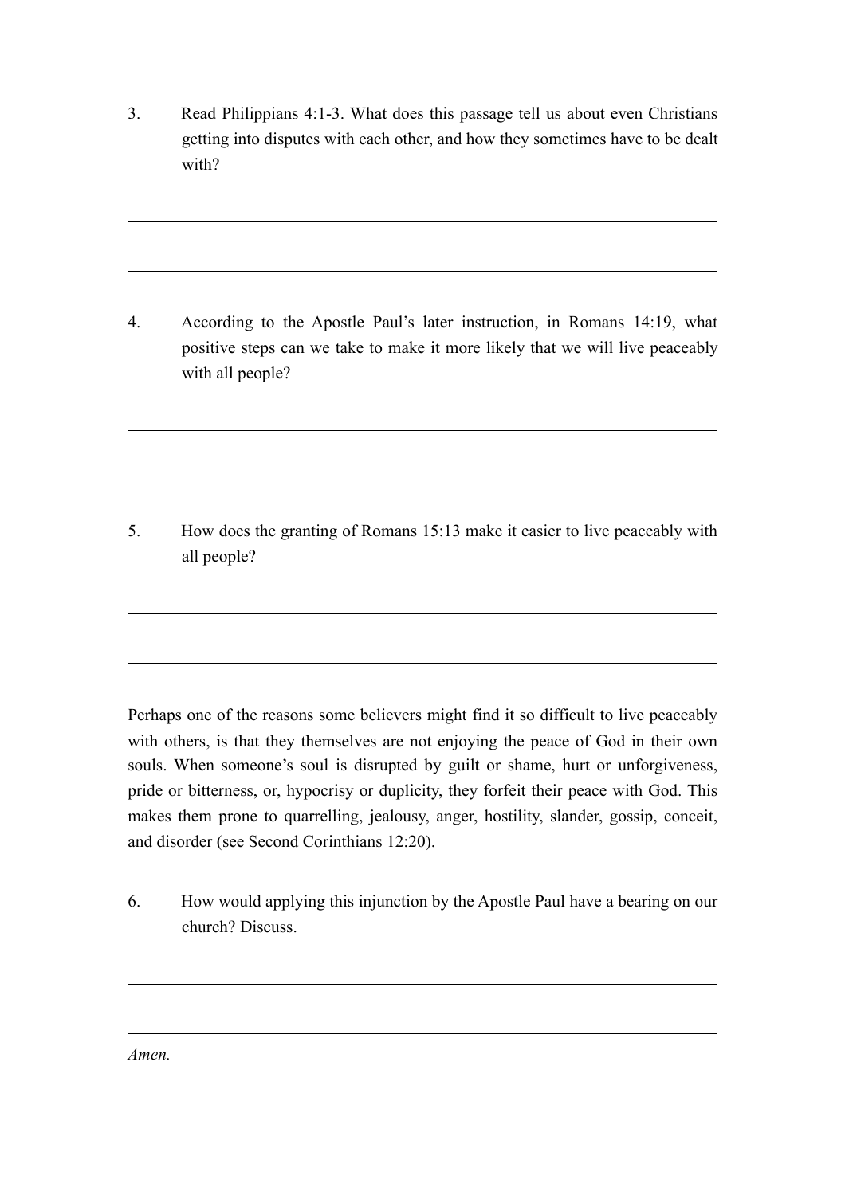3. Read Philippians 4:1-3. What does this passage tell us about even Christians getting into disputes with each other, and how they sometimes have to be dealt with?

---

---

4. According to the Apostle Paul's later instruction, in Romans 14:19, what positive steps can we take to make it more likely that we will live peaceably with all people?

---

---

5. How does the granting of Romans 15:13 make it easier to live peaceably with all people?

---

---

Perhaps one of the reasons some believers might find it so difficult to live peaceably with others, is that they themselves are not enjoying the peace of God in their own souls. When someone's soul is disrupted by guilt or shame, hurt or unforgiveness, pride or bitterness, or, hypocrisy or duplicity, they forfeit their peace with God. This makes them prone to quarrelling, jealousy, anger, hostility, slander, gossip, conceit, and disorder (see Second Corinthians 12:20).

6. How would applying this injunction by the Apostle Paul have a bearing on our church? Discuss.

---

---

*Amen.*